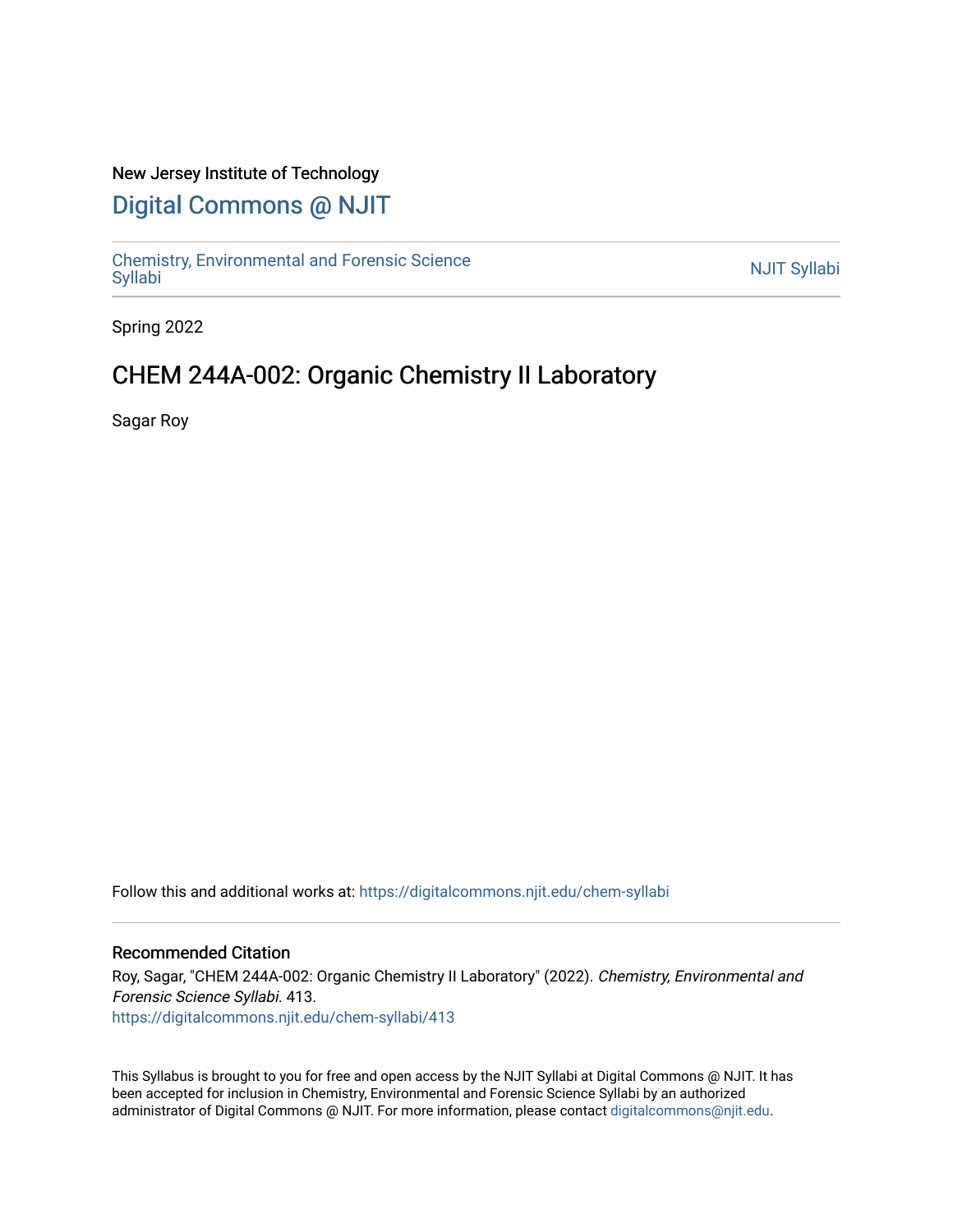New Jersey Institute of Technology

# Digital Commons @ NJIT

Chemistry, Environmental and Forensic Science Syllabi

NJIT Syllabi

Spring 2022

## CHEM 244A-002: Organic Chemistry II Laboratory

Sagar Roy

Follow this and additional works at: https://digitalcommons.njit.edu/chem-syllabi

### Recommended Citation

Roy, Sagar, "CHEM 244A-002: Organic Chemistry II Laboratory" (2022). *Chemistry, Environmental and Forensic Science Syllabi*. 413.
https://digitalcommons.njit.edu/chem-syllabi/413

This Syllabus is brought to you for free and open access by the NJIT Syllabi at Digital Commons @ NJIT. It has been accepted for inclusion in Chemistry, Environmental and Forensic Science Syllabi by an authorized administrator of Digital Commons @ NJIT. For more information, please contact digitalcommons@njit.edu.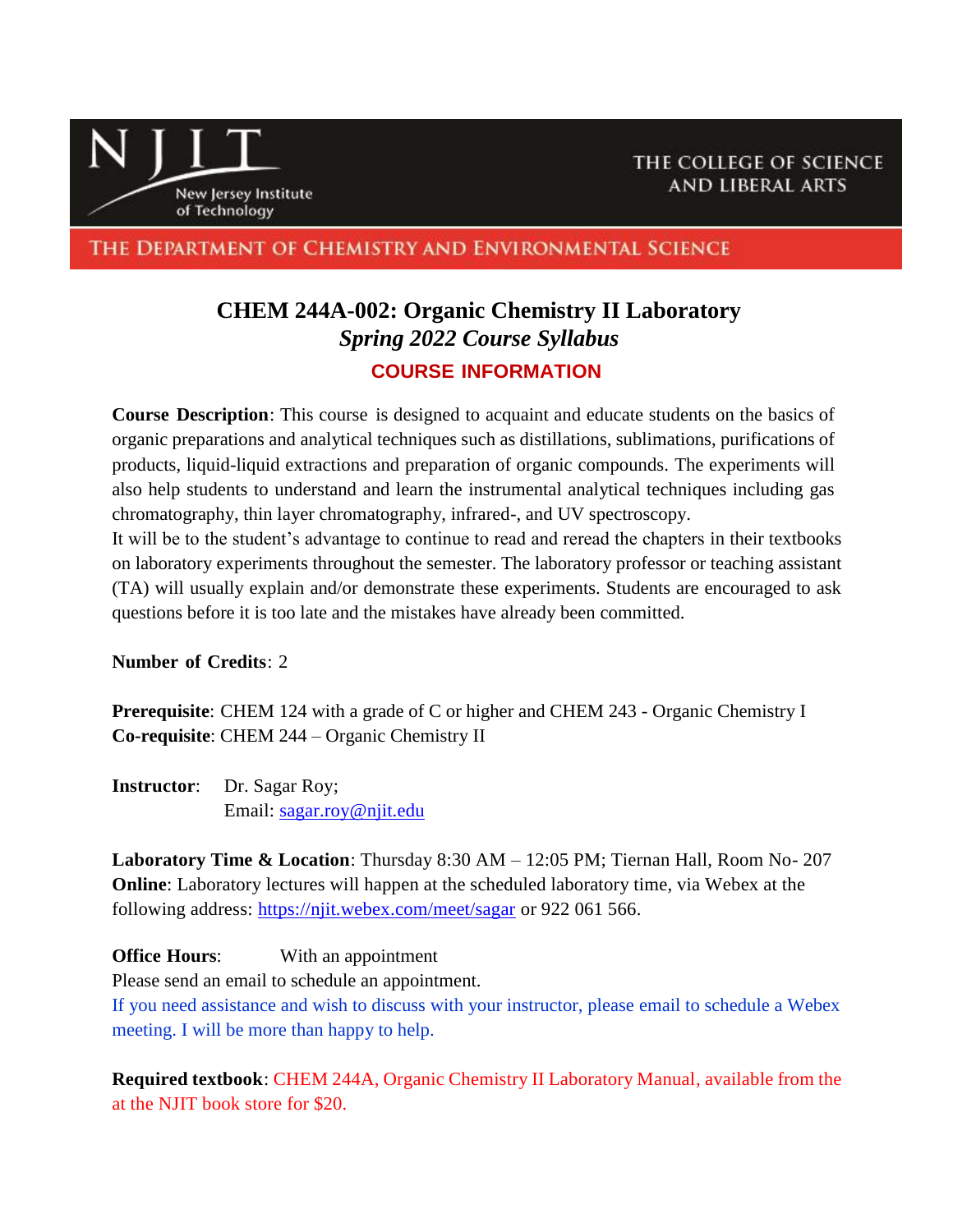NJIT New Jersey Institute of Technology — THE COLLEGE OF SCIENCE AND LIBERAL ARTS

THE DEPARTMENT OF CHEMISTRY AND ENVIRONMENTAL SCIENCE

# CHEM 244A-002: Organic Chemistry II Laboratory

*Spring 2022 Course Syllabus*

## COURSE INFORMATION

**Course Description**: This course is designed to acquaint and educate students on the basics of organic preparations and analytical techniques such as distillations, sublimations, purifications of products, liquid-liquid extractions and preparation of organic compounds. The experiments will also help students to understand and learn the instrumental analytical techniques including gas chromatography, thin layer chromatography, infrared-, and UV spectroscopy.
It will be to the student's advantage to continue to read and reread the chapters in their textbooks on laboratory experiments throughout the semester. The laboratory professor or teaching assistant (TA) will usually explain and/or demonstrate these experiments. Students are encouraged to ask questions before it is too late and the mistakes have already been committed.

**Number of Credits**: 2

**Prerequisite**: CHEM 124 with a grade of C or higher and CHEM 243 - Organic Chemistry I
**Co-requisite**: CHEM 244 – Organic Chemistry II

**Instructor**: Dr. Sagar Roy;
Email: sagar.roy@njit.edu

**Laboratory Time & Location**: Thursday 8:30 AM – 12:05 PM; Tiernan Hall, Room No- 207
**Online**: Laboratory lectures will happen at the scheduled laboratory time, via Webex at the following address: https://njit.webex.com/meet/sagar or 922 061 566.

**Office Hours**: With an appointment
Please send an email to schedule an appointment.
If you need assistance and wish to discuss with your instructor, please email to schedule a Webex meeting. I will be more than happy to help.

**Required textbook**: CHEM 244A, Organic Chemistry II Laboratory Manual, available from the at the NJIT book store for $20.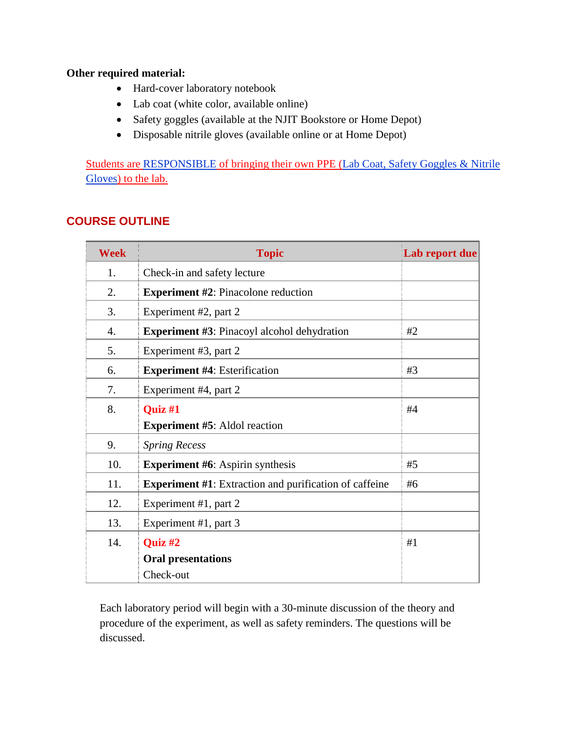**Other required material:**

- Hard-cover laboratory notebook
- Lab coat (white color, available online)
- Safety goggles (available at the NJIT Bookstore or Home Depot)
- Disposable nitrile gloves (available online or at Home Depot)

Students are RESPONSIBLE of bringing their own PPE (Lab Coat, Safety Goggles & Nitrile Gloves) to the lab.

## COURSE OUTLINE

| Week | Topic | Lab report due |
|---|---|---|
| 1. | Check-in and safety lecture | |
| 2. | **Experiment #2**: Pinacolone reduction | |
| 3. | Experiment #2, part 2 | |
| 4. | **Experiment #3**: Pinacoyl alcohol dehydration | #2 |
| 5. | Experiment #3, part 2 | |
| 6. | **Experiment #4**: Esterification | #3 |
| 7. | Experiment #4, part 2 | |
| 8. | **Quiz #1**<br>**Experiment #5**: Aldol reaction | #4 |
| 9. | *Spring Recess* | |
| 10. | **Experiment #6**: Aspirin synthesis | #5 |
| 11. | **Experiment #1**: Extraction and purification of caffeine | #6 |
| 12. | Experiment #1, part 2 | |
| 13. | Experiment #1, part 3 | |
| 14. | **Quiz #2**<br>**Oral presentations**<br>Check-out | #1 |

Each laboratory period will begin with a 30-minute discussion of the theory and procedure of the experiment, as well as safety reminders. The questions will be discussed.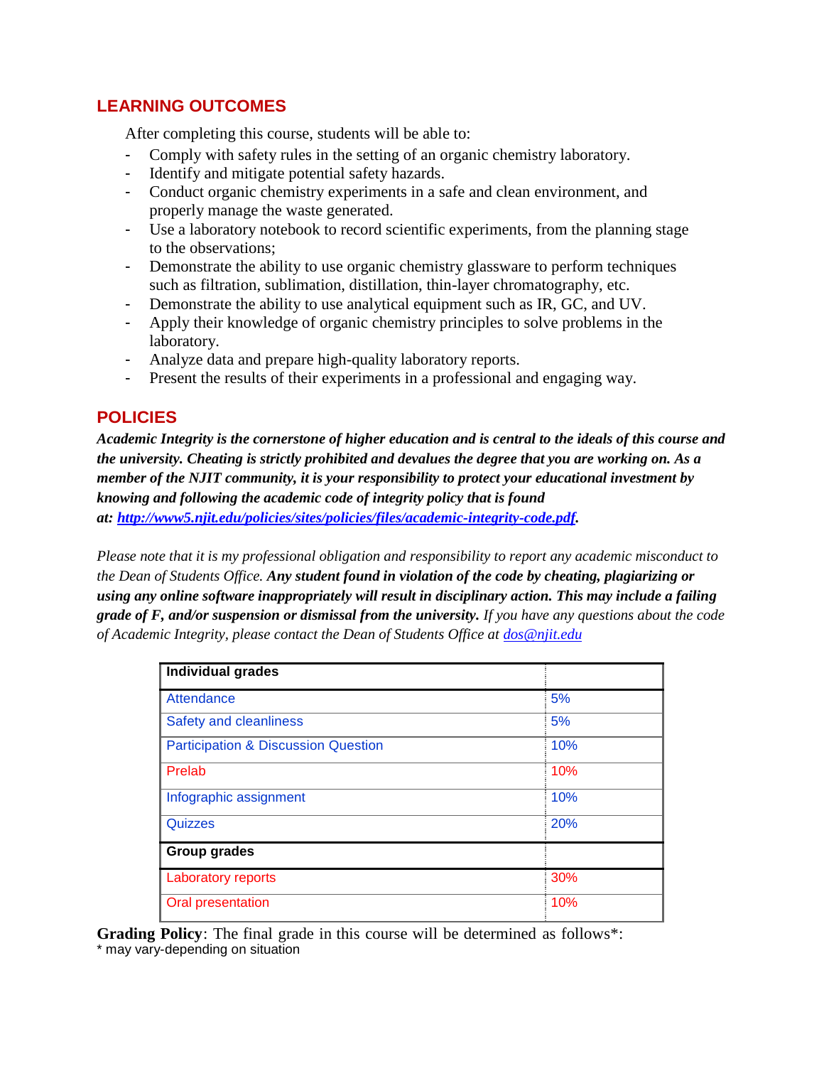## LEARNING OUTCOMES

After completing this course, students will be able to:

- Comply with safety rules in the setting of an organic chemistry laboratory.
- Identify and mitigate potential safety hazards.
- Conduct organic chemistry experiments in a safe and clean environment, and properly manage the waste generated.
- Use a laboratory notebook to record scientific experiments, from the planning stage to the observations;
- Demonstrate the ability to use organic chemistry glassware to perform techniques such as filtration, sublimation, distillation, thin-layer chromatography, etc.
- Demonstrate the ability to use analytical equipment such as IR, GC, and UV.
- Apply their knowledge of organic chemistry principles to solve problems in the laboratory.
- Analyze data and prepare high-quality laboratory reports.
- Present the results of their experiments in a professional and engaging way.

## POLICIES

***Academic Integrity is the cornerstone of higher education and is central to the ideals of this course and the university. Cheating is strictly prohibited and devalues the degree that you are working on. As a member of the NJIT community, it is your responsibility to protect your educational investment by knowing and following the academic code of integrity policy that is found at: http://www5.njit.edu/policies/sites/policies/files/academic-integrity-code.pdf.***

*Please note that it is my professional obligation and responsibility to report any academic misconduct to the Dean of Students Office.* ***Any student found in violation of the code by cheating, plagiarizing or using any online software inappropriately will result in disciplinary action. This may include a failing grade of F, and/or suspension or dismissal from the university.*** *If you have any questions about the code of Academic Integrity, please contact the Dean of Students Office at dos@njit.edu*

| **Individual grades** | |
|---|---|
| Attendance | 5% |
| Safety and cleanliness | 5% |
| Participation & Discussion Question | 10% |
| Prelab | 10% |
| Infographic assignment | 10% |
| Quizzes | 20% |
| **Group grades** | |
| Laboratory reports | 30% |
| Oral presentation | 10% |

**Grading Policy**: The final grade in this course will be determined as follows*:

\* may vary-depending on situation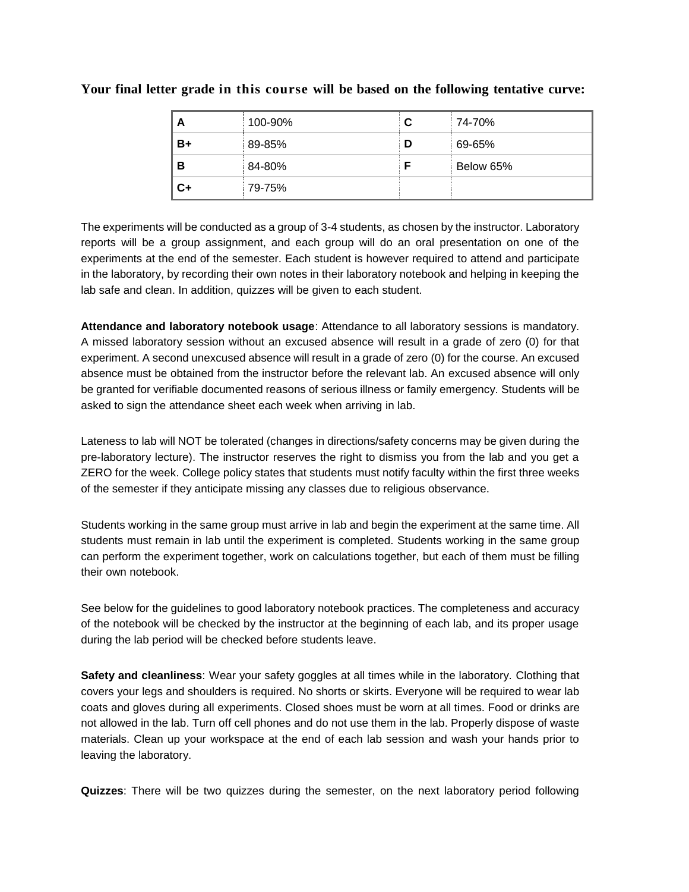**Your final letter grade in this course will be based on the following tentative curve:**

| A | 100-90% | C | 74-70% |
|---|---|---|---|
| B+ | 89-85% | D | 69-65% |
| B | 84-80% | F | Below 65% |
| C+ | 79-75% | | |

The experiments will be conducted as a group of 3-4 students, as chosen by the instructor. Laboratory reports will be a group assignment, and each group will do an oral presentation on one of the experiments at the end of the semester. Each student is however required to attend and participate in the laboratory, by recording their own notes in their laboratory notebook and helping in keeping the lab safe and clean. In addition, quizzes will be given to each student.

**Attendance and laboratory notebook usage**: Attendance to all laboratory sessions is mandatory. A missed laboratory session without an excused absence will result in a grade of zero (0) for that experiment. A second unexcused absence will result in a grade of zero (0) for the course. An excused absence must be obtained from the instructor before the relevant lab. An excused absence will only be granted for verifiable documented reasons of serious illness or family emergency. Students will be asked to sign the attendance sheet each week when arriving in lab.

Lateness to lab will NOT be tolerated (changes in directions/safety concerns may be given during the pre-laboratory lecture). The instructor reserves the right to dismiss you from the lab and you get a ZERO for the week. College policy states that students must notify faculty within the first three weeks of the semester if they anticipate missing any classes due to religious observance.

Students working in the same group must arrive in lab and begin the experiment at the same time. All students must remain in lab until the experiment is completed. Students working in the same group can perform the experiment together, work on calculations together, but each of them must be filling their own notebook.

See below for the guidelines to good laboratory notebook practices. The completeness and accuracy of the notebook will be checked by the instructor at the beginning of each lab, and its proper usage during the lab period will be checked before students leave.

**Safety and cleanliness**: Wear your safety goggles at all times while in the laboratory. Clothing that covers your legs and shoulders is required. No shorts or skirts. Everyone will be required to wear lab coats and gloves during all experiments. Closed shoes must be worn at all times. Food or drinks are not allowed in the lab. Turn off cell phones and do not use them in the lab. Properly dispose of waste materials. Clean up your workspace at the end of each lab session and wash your hands prior to leaving the laboratory.

**Quizzes**: There will be two quizzes during the semester, on the next laboratory period following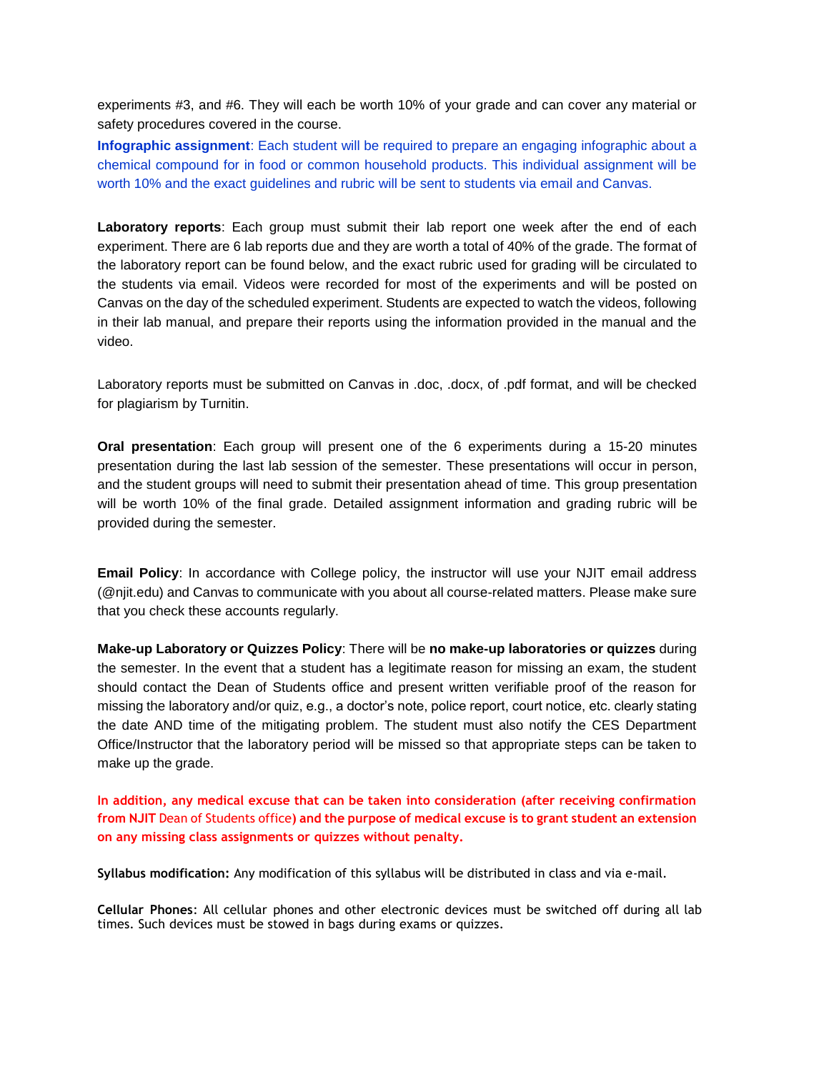experiments #3, and #6. They will each be worth 10% of your grade and can cover any material or safety procedures covered in the course.

**Infographic assignment**: Each student will be required to prepare an engaging infographic about a chemical compound for in food or common household products. This individual assignment will be worth 10% and the exact guidelines and rubric will be sent to students via email and Canvas.

**Laboratory reports**: Each group must submit their lab report one week after the end of each experiment. There are 6 lab reports due and they are worth a total of 40% of the grade. The format of the laboratory report can be found below, and the exact rubric used for grading will be circulated to the students via email. Videos were recorded for most of the experiments and will be posted on Canvas on the day of the scheduled experiment. Students are expected to watch the videos, following in their lab manual, and prepare their reports using the information provided in the manual and the video.

Laboratory reports must be submitted on Canvas in .doc, .docx, of .pdf format, and will be checked for plagiarism by Turnitin.

**Oral presentation**: Each group will present one of the 6 experiments during a 15-20 minutes presentation during the last lab session of the semester. These presentations will occur in person, and the student groups will need to submit their presentation ahead of time. This group presentation will be worth 10% of the final grade. Detailed assignment information and grading rubric will be provided during the semester.

**Email Policy**: In accordance with College policy, the instructor will use your NJIT email address (@njit.edu) and Canvas to communicate with you about all course-related matters. Please make sure that you check these accounts regularly.

**Make-up Laboratory or Quizzes Policy**: There will be **no make-up laboratories or quizzes** during the semester. In the event that a student has a legitimate reason for missing an exam, the student should contact the Dean of Students office and present written verifiable proof of the reason for missing the laboratory and/or quiz, e.g., a doctor's note, police report, court notice, etc. clearly stating the date AND time of the mitigating problem. The student must also notify the CES Department Office/Instructor that the laboratory period will be missed so that appropriate steps can be taken to make up the grade.

**In addition, any medical excuse that can be taken into consideration (after receiving confirmation from NJIT** Dean of Students office**) and the purpose of medical excuse is to grant student an extension on any missing class assignments or quizzes without penalty.**

**Syllabus modification:** Any modification of this syllabus will be distributed in class and via e-mail.

**Cellular Phones**: All cellular phones and other electronic devices must be switched off during all lab times. Such devices must be stowed in bags during exams or quizzes.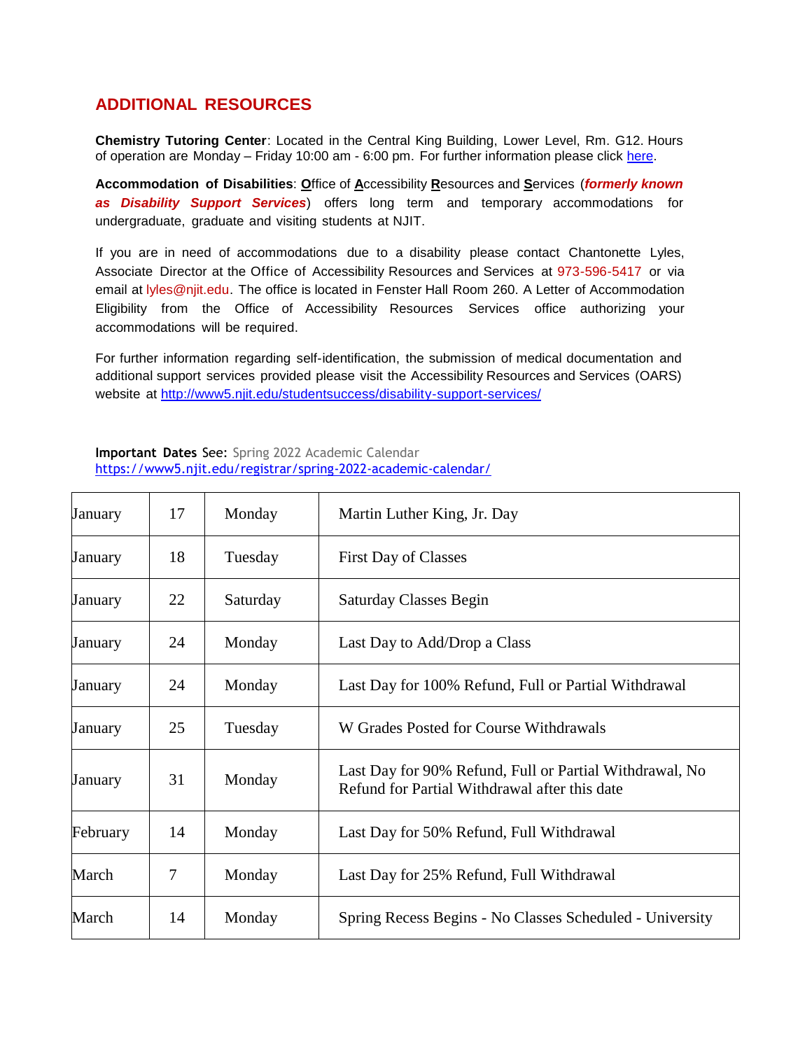## ADDITIONAL RESOURCES

**Chemistry Tutoring Center**: Located in the Central King Building, Lower Level, Rm. G12. Hours of operation are Monday – Friday 10:00 am - 6:00 pm. For further information please click here.

**Accommodation of Disabilities**: **O**ffice of **A**ccessibility **R**esources and **S**ervices (***formerly known as Disability Support Services***) offers long term and temporary accommodations for undergraduate, graduate and visiting students at NJIT.

If you are in need of accommodations due to a disability please contact Chantonette Lyles, Associate Director at the Office of Accessibility Resources and Services at 973-596-5417 or via email at lyles@njit.edu. The office is located in Fenster Hall Room 260. A Letter of Accommodation Eligibility from the Office of Accessibility Resources Services office authorizing your accommodations will be required.

For further information regarding self-identification, the submission of medical documentation and additional support services provided please visit the Accessibility Resources and Services (OARS) website at http://www5.njit.edu/studentsuccess/disability-support-services/

**Important Dates** See: Spring 2022 Academic Calendar
https://www5.njit.edu/registrar/spring-2022-academic-calendar/

| | | | |
|---|---|---|---|
| January | 17 | Monday | Martin Luther King, Jr. Day |
| January | 18 | Tuesday | First Day of Classes |
| January | 22 | Saturday | Saturday Classes Begin |
| January | 24 | Monday | Last Day to Add/Drop a Class |
| January | 24 | Monday | Last Day for 100% Refund, Full or Partial Withdrawal |
| January | 25 | Tuesday | W Grades Posted for Course Withdrawals |
| January | 31 | Monday | Last Day for 90% Refund, Full or Partial Withdrawal, No Refund for Partial Withdrawal after this date |
| February | 14 | Monday | Last Day for 50% Refund, Full Withdrawal |
| March | 7 | Monday | Last Day for 25% Refund, Full Withdrawal |
| March | 14 | Monday | Spring Recess Begins - No Classes Scheduled - University |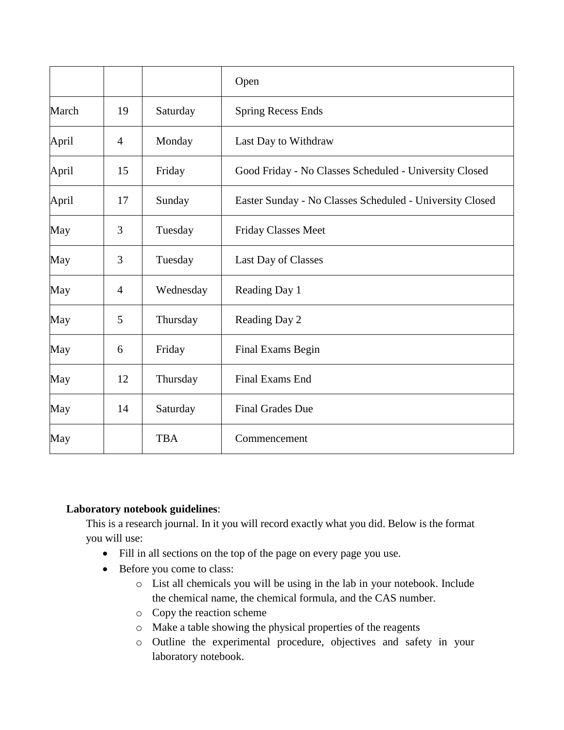| | | | Open |
|---|---|---|---|
| March | 19 | Saturday | Spring Recess Ends |
| April | 4 | Monday | Last Day to Withdraw |
| April | 15 | Friday | Good Friday - No Classes Scheduled - University Closed |
| April | 17 | Sunday | Easter Sunday - No Classes Scheduled - University Closed |
| May | 3 | Tuesday | Friday Classes Meet |
| May | 3 | Tuesday | Last Day of Classes |
| May | 4 | Wednesday | Reading Day 1 |
| May | 5 | Thursday | Reading Day 2 |
| May | 6 | Friday | Final Exams Begin |
| May | 12 | Thursday | Final Exams End |
| May | 14 | Saturday | Final Grades Due |
| May | | TBA | Commencement |

**Laboratory notebook guidelines**:

This is a research journal. In it you will record exactly what you did. Below is the format you will use:

- Fill in all sections on the top of the page on every page you use.
- Before you come to class:
  - List all chemicals you will be using in the lab in your notebook. Include the chemical name, the chemical formula, and the CAS number.
  - Copy the reaction scheme
  - Make a table showing the physical properties of the reagents
  - Outline the experimental procedure, objectives and safety in your laboratory notebook.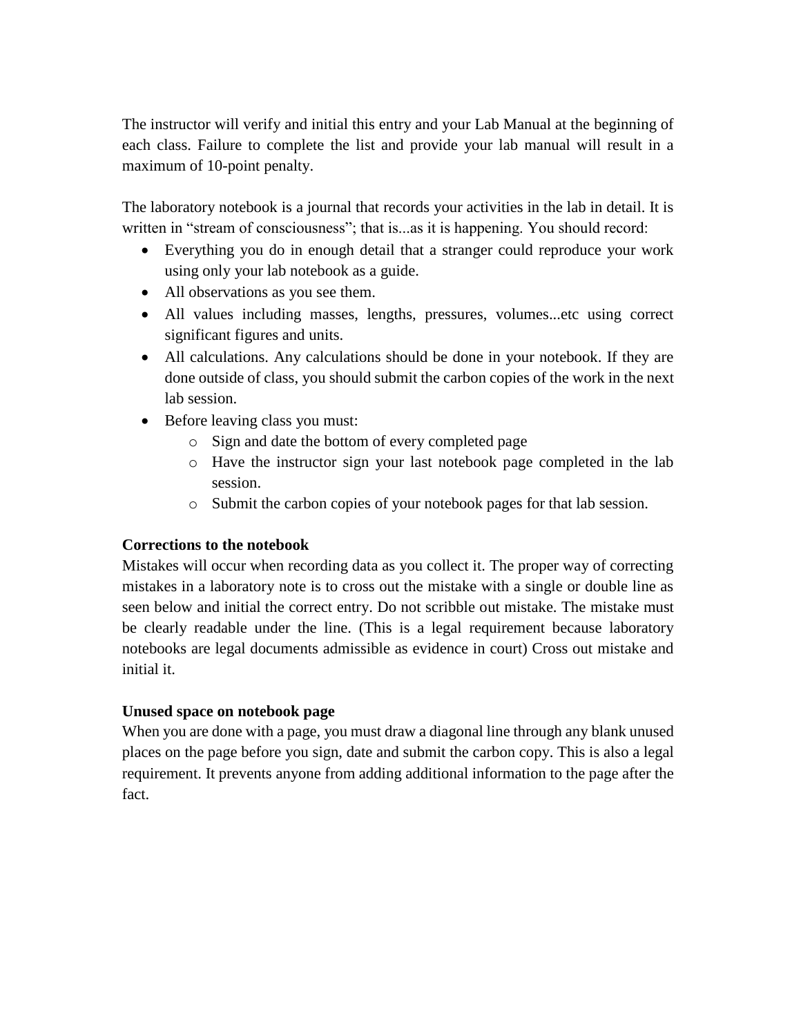The instructor will verify and initial this entry and your Lab Manual at the beginning of each class. Failure to complete the list and provide your lab manual will result in a maximum of 10-point penalty.

The laboratory notebook is a journal that records your activities in the lab in detail. It is written in "stream of consciousness"; that is...as it is happening. You should record:

- Everything you do in enough detail that a stranger could reproduce your work using only your lab notebook as a guide.
- All observations as you see them.
- All values including masses, lengths, pressures, volumes...etc using correct significant figures and units.
- All calculations. Any calculations should be done in your notebook. If they are done outside of class, you should submit the carbon copies of the work in the next lab session.
- Before leaving class you must:
    - Sign and date the bottom of every completed page
    - Have the instructor sign your last notebook page completed in the lab session.
    - Submit the carbon copies of your notebook pages for that lab session.

**Corrections to the notebook**

Mistakes will occur when recording data as you collect it. The proper way of correcting mistakes in a laboratory note is to cross out the mistake with a single or double line as seen below and initial the correct entry. Do not scribble out mistake. The mistake must be clearly readable under the line. (This is a legal requirement because laboratory notebooks are legal documents admissible as evidence in court) Cross out mistake and initial it.

**Unused space on notebook page**

When you are done with a page, you must draw a diagonal line through any blank unused places on the page before you sign, date and submit the carbon copy. This is also a legal requirement. It prevents anyone from adding additional information to the page after the fact.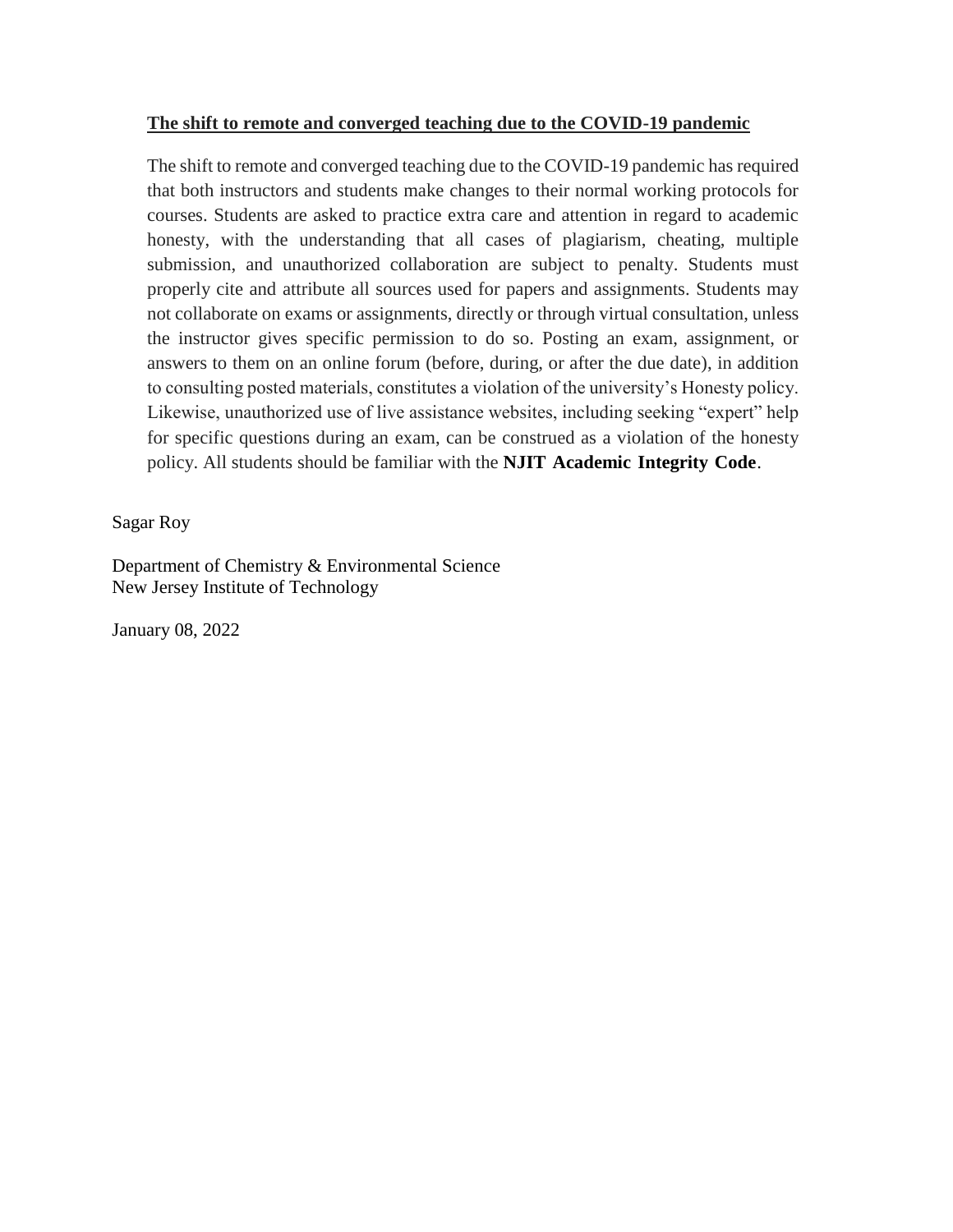**<u>The shift to remote and converged teaching due to the COVID-19 pandemic</u>**

The shift to remote and converged teaching due to the COVID-19 pandemic has required that both instructors and students make changes to their normal working protocols for courses. Students are asked to practice extra care and attention in regard to academic honesty, with the understanding that all cases of plagiarism, cheating, multiple submission, and unauthorized collaboration are subject to penalty. Students must properly cite and attribute all sources used for papers and assignments. Students may not collaborate on exams or assignments, directly or through virtual consultation, unless the instructor gives specific permission to do so. Posting an exam, assignment, or answers to them on an online forum (before, during, or after the due date), in addition to consulting posted materials, constitutes a violation of the university's Honesty policy. Likewise, unauthorized use of live assistance websites, including seeking "expert" help for specific questions during an exam, can be construed as a violation of the honesty policy. All students should be familiar with the **NJIT Academic Integrity Code**.

Sagar Roy

Department of Chemistry & Environmental Science
New Jersey Institute of Technology

January 08, 2022